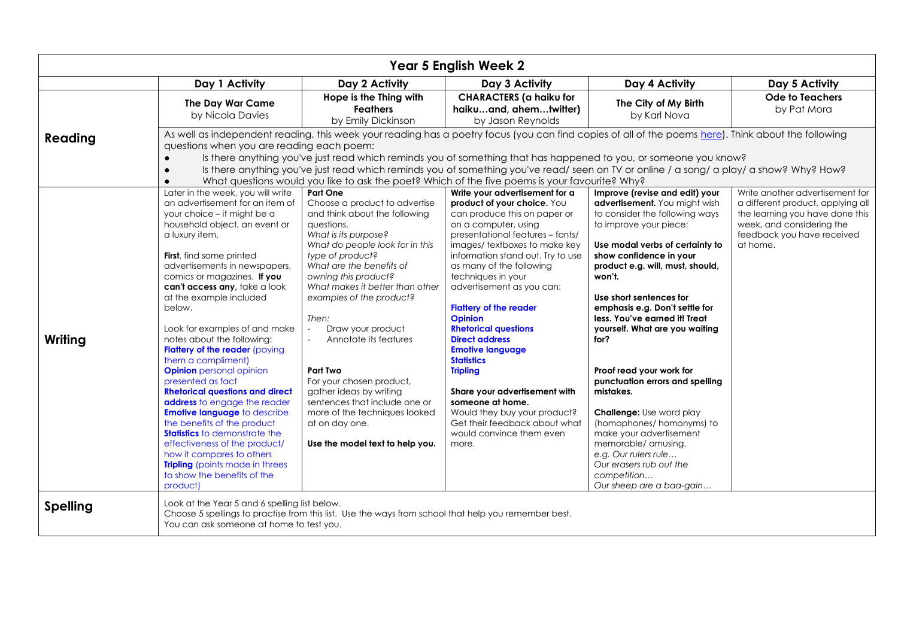# Year 5 English Week 2

| | Day 1 Activity | Day 2 Activity | Day 3 Activity | Day 4 Activity | Day 5 Activity |
|---|---|---|---|---|---|
| **Reading** | **The Day War Came** by Nicola Davies | **Hope is the Thing with Feathers** by Emily Dickinson | **CHARACTERS (a haiku for haiku…and, ahem…twitter)** by Jason Reynolds | **The City of My Birth** by Karl Nova | **Ode to Teachers** by Pat Mora |
| | As well as independent reading, this week your reading has a poetry focus (you can find copies of all of the poems here). Think about the following questions when you are reading each poem:<br>• Is there anything you've just read which reminds you of something that has happened to you, or someone you know?<br>• Is there anything you've just read which reminds you of something you've read/ seen on TV or online / a song/ a play/ a show? Why? How?<br>• What questions would you like to ask the poet? Which of the five poems is your favourite? Why? | | | | |
| **Writing** | Later in the week, you will write an advertisement for an item of your choice – it might be a household object, an event or a luxury item.<br><br>**First**, find some printed advertisements in newspapers, comics or magazines. **If you can't access any,** take a look at the example included below.<br><br>Look for examples of and make notes about the following:<br>**Flattery of the reader** (paying them a compliment)<br>**Opinion** personal opinion presented as fact<br>**Rhetorical questions and direct address** to engage the reader<br>**Emotive language** to describe the benefits of the product<br>**Statistics** to demonstrate the effectiveness of the product/ how it compares to others<br>**Tripling** (points made in threes to show the benefits of the product) | **Part One**<br>Choose a product to advertise and think about the following questions.<br>*What is its purpose?*<br>*What do people look for in this type of product?*<br>*What are the benefits of owning this product?*<br>*What makes it better than other examples of the product?*<br><br>*Then:*<br>- Draw your product<br>- Annotate its features<br><br>**Part Two**<br>For your chosen product, gather ideas by writing sentences that include one or more of the techniques looked at on day one.<br><br>**Use the model text to help you.** | **Write your advertisement for a product of your choice.** You can produce this on paper or on a computer, using presentational features – fonts/ images/ textboxes to make key information stand out. Try to use as many of the following techniques in your advertisement as you can:<br><br>**Flattery of the reader**<br>**Opinion**<br>**Rhetorical questions**<br>**Direct address**<br>**Emotive language**<br>**Statistics**<br>**Tripling**<br><br>**Share your advertisement with someone at home.**<br>Would they buy your product? Get their feedback about what would convince them even more. | **Improve (revise and edit) your advertisement.** You might wish to consider the following ways to improve your piece:<br><br>**Use modal verbs of certainty to show confidence in your product e.g. will, must, should, won't.**<br><br>**Use short sentences for emphasis e.g. Don't settle for less. You've earned it! Treat yourself. What are you waiting for?**<br><br>**Proof read your work for punctuation errors and spelling mistakes.**<br><br>**Challenge:** Use word play (homophones/ homonyms) to make your advertisement memorable/ amusing.<br>*e.g. Our rulers rule…*<br>*Our erasers rub out the competition…*<br>*Our sheep are a baa-gain…* | Write another advertisement for a different product, applying all the learning you have done this week, and considering the feedback you have received at home. |
| **Spelling** | Look at the Year 5 and 6 spelling list below.<br>Choose 5 spellings to practise from this list. Use the ways from school that help you remember best.<br>You can ask someone at home to test you. | | | | |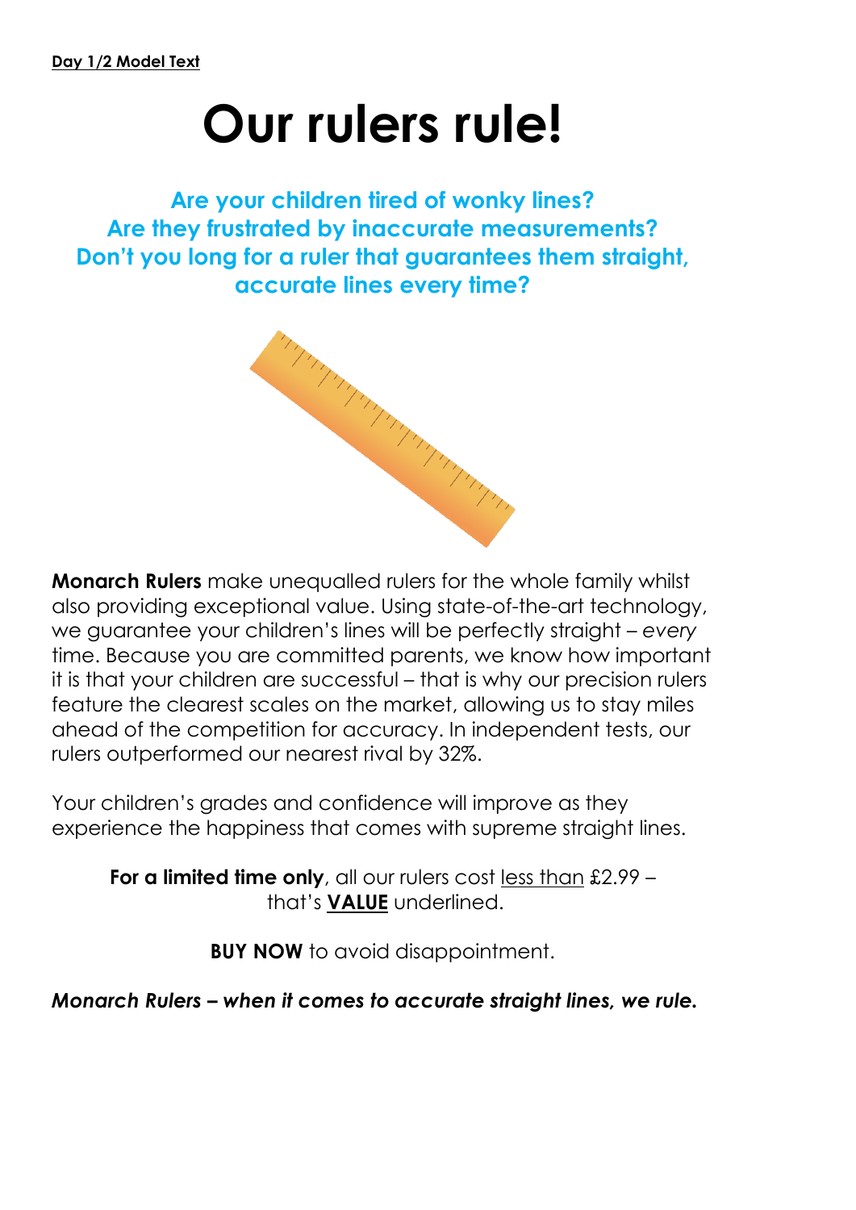**Day 1/2 Model Text**

# Our rulers rule!

**Are your children tired of wonky lines?
Are they frustrated by inaccurate measurements?
Don't you long for a ruler that guarantees them straight, accurate lines every time?**

**Monarch Rulers** make unequalled rulers for the whole family whilst also providing exceptional value. Using state-of-the-art technology, we guarantee your children's lines will be perfectly straight – *every* time. Because you are committed parents, we know how important it is that your children are successful – that is why our precision rulers feature the clearest scales on the market, allowing us to stay miles ahead of the competition for accuracy. In independent tests, our rulers outperformed our nearest rival by 32%.

Your children's grades and confidence will improve as they experience the happiness that comes with supreme straight lines.

**For a limited time only**, all our rulers cost <u>less than</u> £2.99 – that's <u>**VALUE**</u> underlined.

**BUY NOW** to avoid disappointment.

***Monarch Rulers – when it comes to accurate straight lines, we rule.***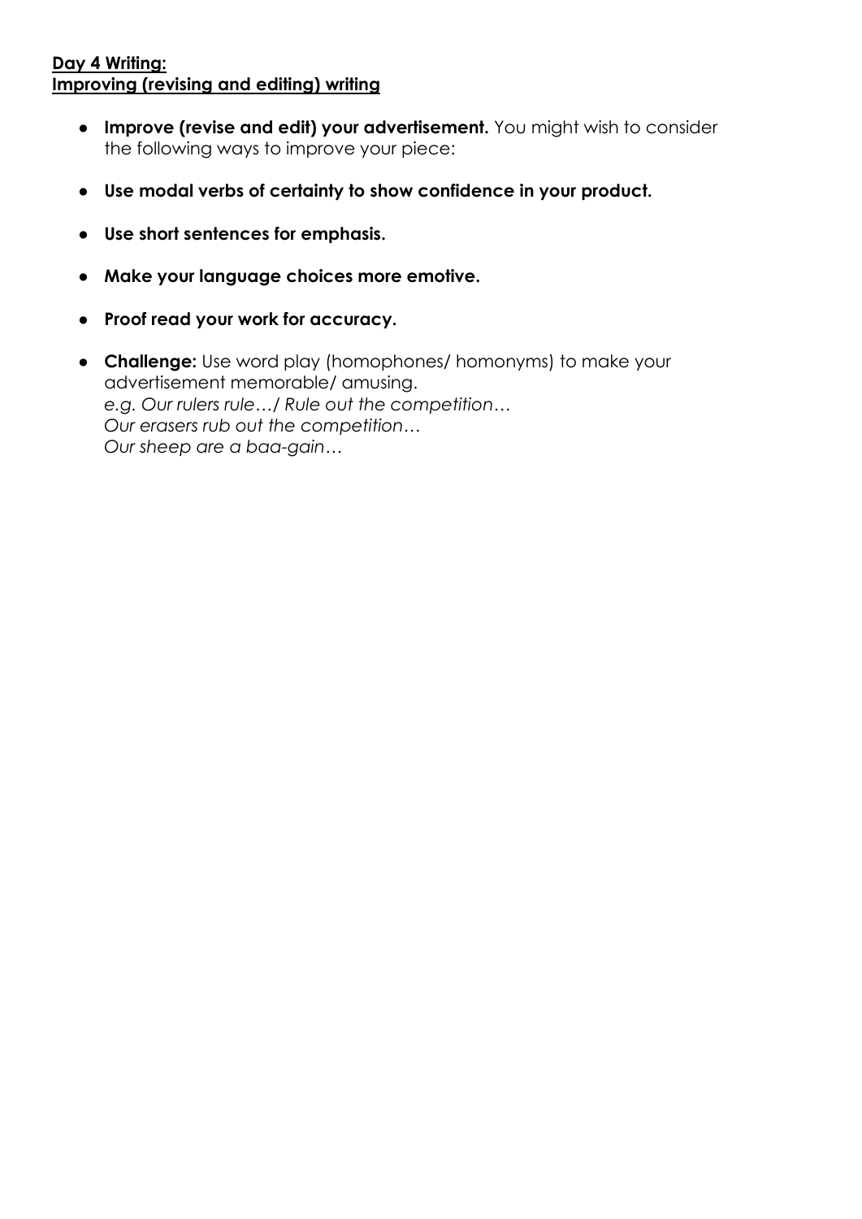**Day 4 Writing:**
**Improving (revising and editing) writing**

- **Improve (revise and edit) your advertisement.** You might wish to consider the following ways to improve your piece:
- **Use modal verbs of certainty to show confidence in your product.**
- **Use short sentences for emphasis.**
- **Make your language choices more emotive.**
- **Proof read your work for accuracy.**
- **Challenge:** Use word play (homophones/ homonyms) to make your advertisement memorable/ amusing.
  *e.g. Our rulers rule…/ Rule out the competition…*
  *Our erasers rub out the competition…*
  *Our sheep are a baa-gain…*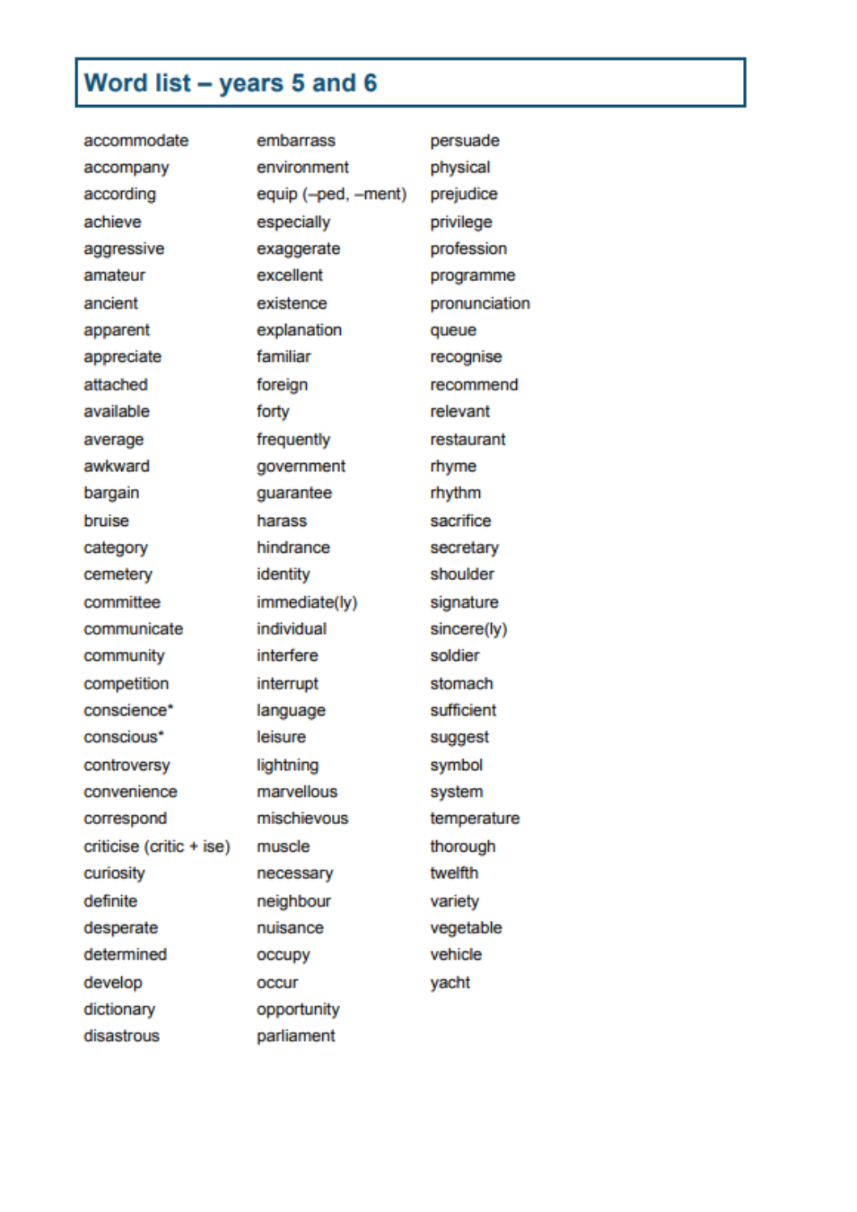# Word list – years 5 and 6

accommodate
accompany
according
achieve
aggressive
amateur
ancient
apparent
appreciate
attached
available
average
awkward
bargain
bruise
category
cemetery
committee
communicate
community
competition
conscience*
conscious*
controversy
convenience
correspond
criticise (critic + ise)
curiosity
definite
desperate
determined
develop
dictionary
disastrous
embarrass
environment
equip (–ped, –ment)
especially
exaggerate
excellent
existence
explanation
familiar
foreign
forty
frequently
government
guarantee
harass
hindrance
identity
immediate(ly)
individual
interfere
interrupt
language
leisure
lightning
marvellous
mischievous
muscle
necessary
neighbour
nuisance
occupy
occur
opportunity
parliament
persuade
physical
prejudice
privilege
profession
programme
pronunciation
queue
recognise
recommend
relevant
restaurant
rhyme
rhythm
sacrifice
secretary
shoulder
signature
sincere(ly)
soldier
stomach
sufficient
suggest
symbol
system
temperature
thorough
twelfth
variety
vegetable
vehicle
yacht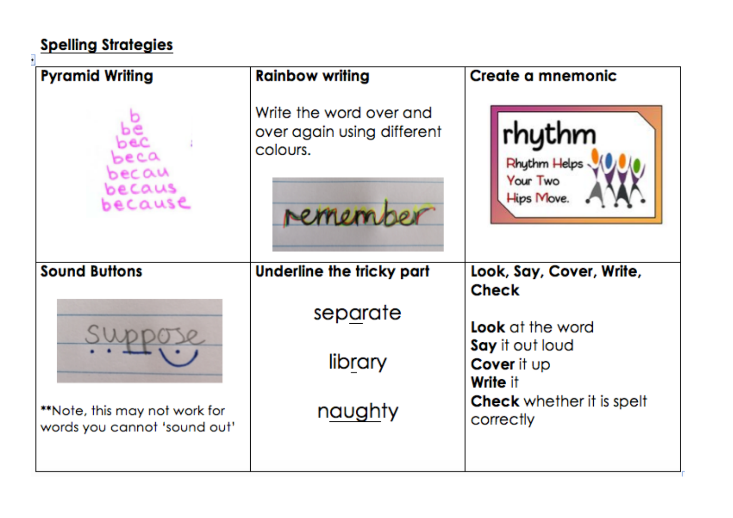## Spelling Strategies

| | | |
|---|---|---|
| **Pyramid Writing**<br><br>b<br>be<br>bec<br>beca<br>becau<br>becaus<br>because | **Rainbow writing**<br><br>Write the word over and over again using different colours.<br><br>remember | **Create a mnemonic**<br><br>rhythm<br>Rhythm Helps<br>Your Two<br>Hips Move. |
| **Sound Buttons**<br><br>suppose<br><br>**Note, this may not work for words you cannot 'sound out' | **Underline the tricky part**<br><br>separate<br><br>library<br><br>naughty | **Look, Say, Cover, Write, Check**<br><br>**Look** at the word<br>**Say** it out loud<br>**Cover** it up<br>**Write** it<br>**Check** whether it is spelt correctly |